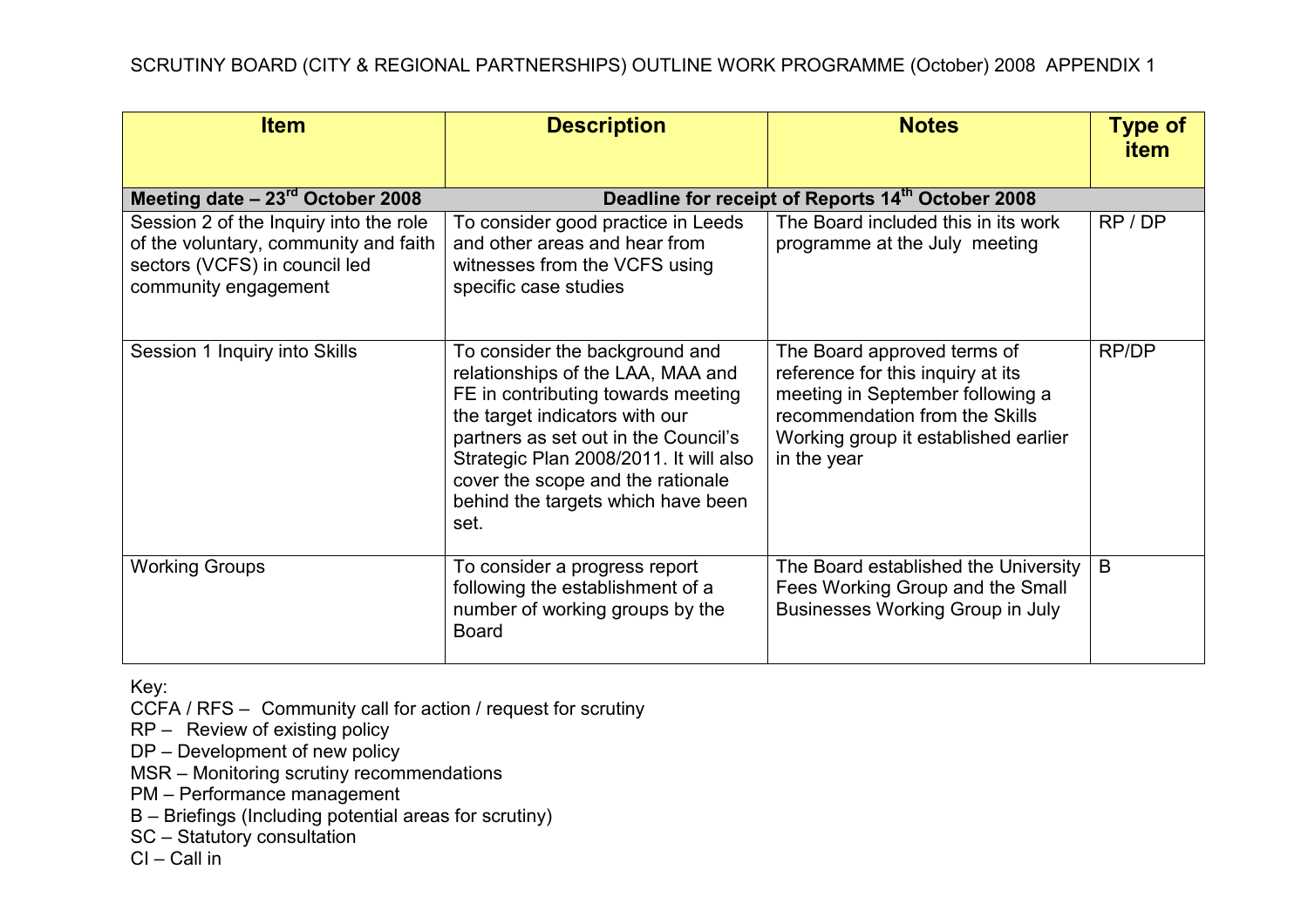SCRUTINY BOARD (CITY & REGIONAL PARTNERSHIPS) OUTLINE WORK PROGRAMME (October) 2008 APPENDIX 1

| Item | Description | Notes | Type of item |
|---|---|---|---|
| **Meeting date – 23rd October 2008** | **Deadline for receipt of Reports 14th October 2008** | | |
| Session 2 of the Inquiry into the role of the voluntary, community and faith sectors (VCFS) in council led community engagement | To consider good practice in Leeds and other areas and hear from witnesses from the VCFS using specific case studies | The Board included this in its work programme at the July meeting | RP / DP |
| Session 1 Inquiry into Skills | To consider the background and relationships of the LAA, MAA and FE in contributing towards meeting the target indicators with our partners as set out in the Council's Strategic Plan 2008/2011. It will also cover the scope and the rationale behind the targets which have been set. | The Board approved terms of reference for this inquiry at its meeting in September following a recommendation from the Skills Working group it established earlier in the year | RP/DP |
| Working Groups | To consider a progress report following the establishment of a number of working groups by the Board | The Board established the University Fees Working Group and the Small Businesses Working Group in July | B |

Key:
CCFA / RFS – Community call for action / request for scrutiny
RP – Review of existing policy
DP – Development of new policy
MSR – Monitoring scrutiny recommendations
PM – Performance management
B – Briefings (Including potential areas for scrutiny)
SC – Statutory consultation
CI – Call in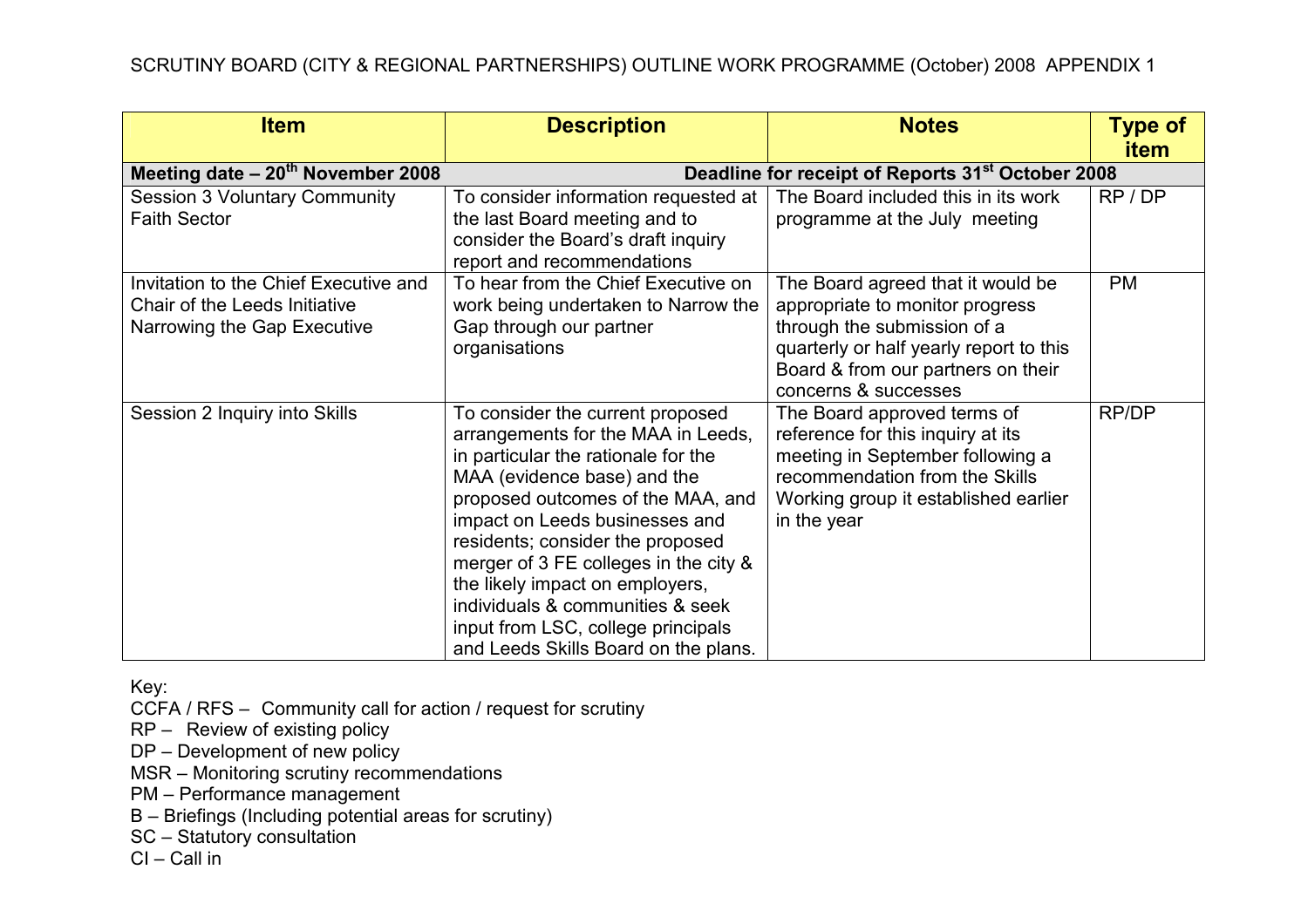SCRUTINY BOARD (CITY & REGIONAL PARTNERSHIPS) OUTLINE WORK PROGRAMME (October) 2008 APPENDIX 1

| Item | Description | Notes | Type of item |
|---|---|---|---|
| **Meeting date – 20th November 2008** | | **Deadline for receipt of Reports 31st October 2008** | |
| Session 3 Voluntary Community Faith Sector | To consider information requested at the last Board meeting and to consider the Board's draft inquiry report and recommendations | The Board included this in its work programme at the July meeting | RP / DP |
| Invitation to the Chief Executive and Chair of the Leeds Initiative Narrowing the Gap Executive | To hear from the Chief Executive on work being undertaken to Narrow the Gap through our partner organisations | The Board agreed that it would be appropriate to monitor progress through the submission of a quarterly or half yearly report to this Board & from our partners on their concerns & successes | PM |
| Session 2 Inquiry into Skills | To consider the current proposed arrangements for the MAA in Leeds, in particular the rationale for the MAA (evidence base) and the proposed outcomes of the MAA, and impact on Leeds businesses and residents; consider the proposed merger of 3 FE colleges in the city & the likely impact on employers, individuals & communities & seek input from LSC, college principals and Leeds Skills Board on the plans. | The Board approved terms of reference for this inquiry at its meeting in September following a recommendation from the Skills Working group it established earlier in the year | RP/DP |

Key:
CCFA / RFS – Community call for action / request for scrutiny
RP – Review of existing policy
DP – Development of new policy
MSR – Monitoring scrutiny recommendations
PM – Performance management
B – Briefings (Including potential areas for scrutiny)
SC – Statutory consultation
CI – Call in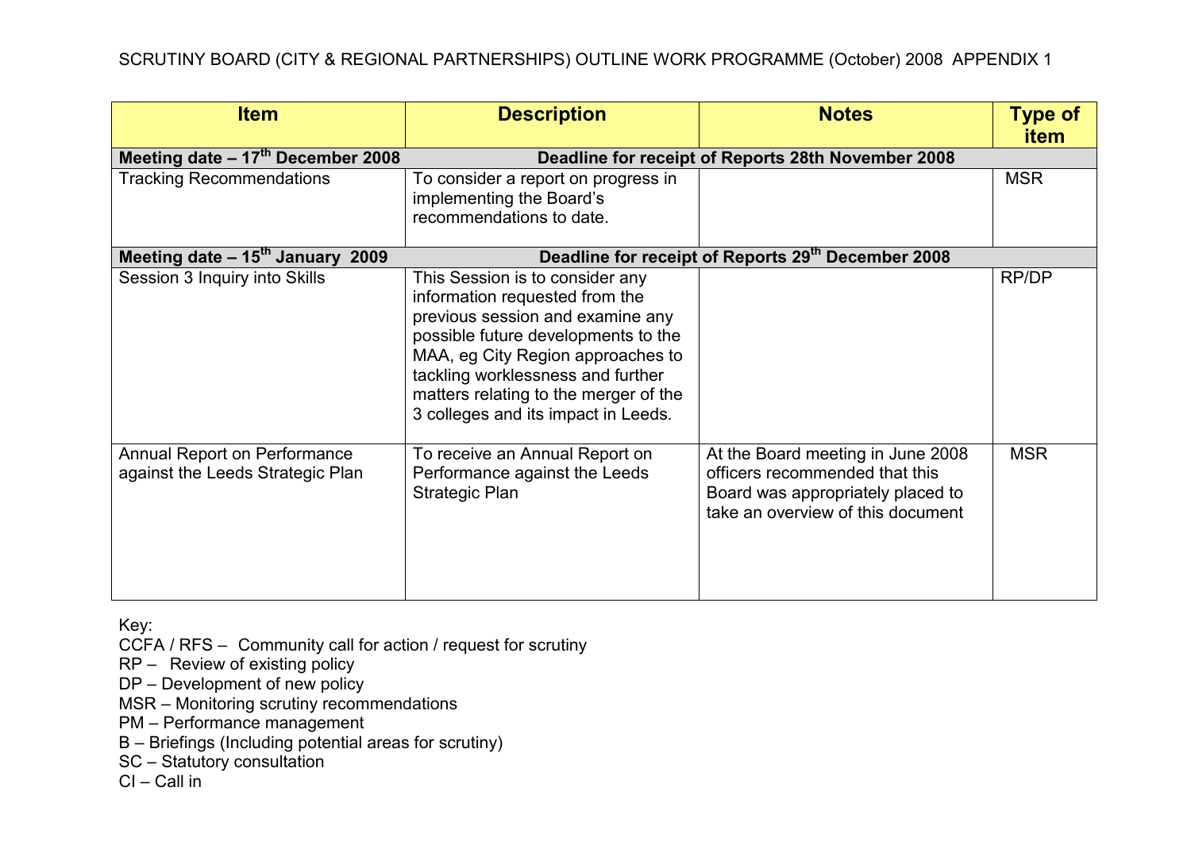SCRUTINY BOARD (CITY & REGIONAL PARTNERSHIPS) OUTLINE WORK PROGRAMME (October) 2008 APPENDIX 1

| Item | Description | Notes | Type of item |
|---|---|---|---|
| **Meeting date – 17th December 2008** | **Deadline for receipt of Reports 28th November 2008** | | |
| Tracking Recommendations | To consider a report on progress in implementing the Board's recommendations to date. | | MSR |
| **Meeting date – 15th January 2009** | **Deadline for receipt of Reports 29th December 2008** | | |
| Session 3 Inquiry into Skills | This Session is to consider any information requested from the previous session and examine any possible future developments to the MAA, eg City Region approaches to tackling worklessness and further matters relating to the merger of the 3 colleges and its impact in Leeds. | | RP/DP |
| Annual Report on Performance against the Leeds Strategic Plan | To receive an Annual Report on Performance against the Leeds Strategic Plan | At the Board meeting in June 2008 officers recommended that this Board was appropriately placed to take an overview of this document | MSR |

Key:
CCFA / RFS – Community call for action / request for scrutiny
RP – Review of existing policy
DP – Development of new policy
MSR – Monitoring scrutiny recommendations
PM – Performance management
B – Briefings (Including potential areas for scrutiny)
SC – Statutory consultation
CI – Call in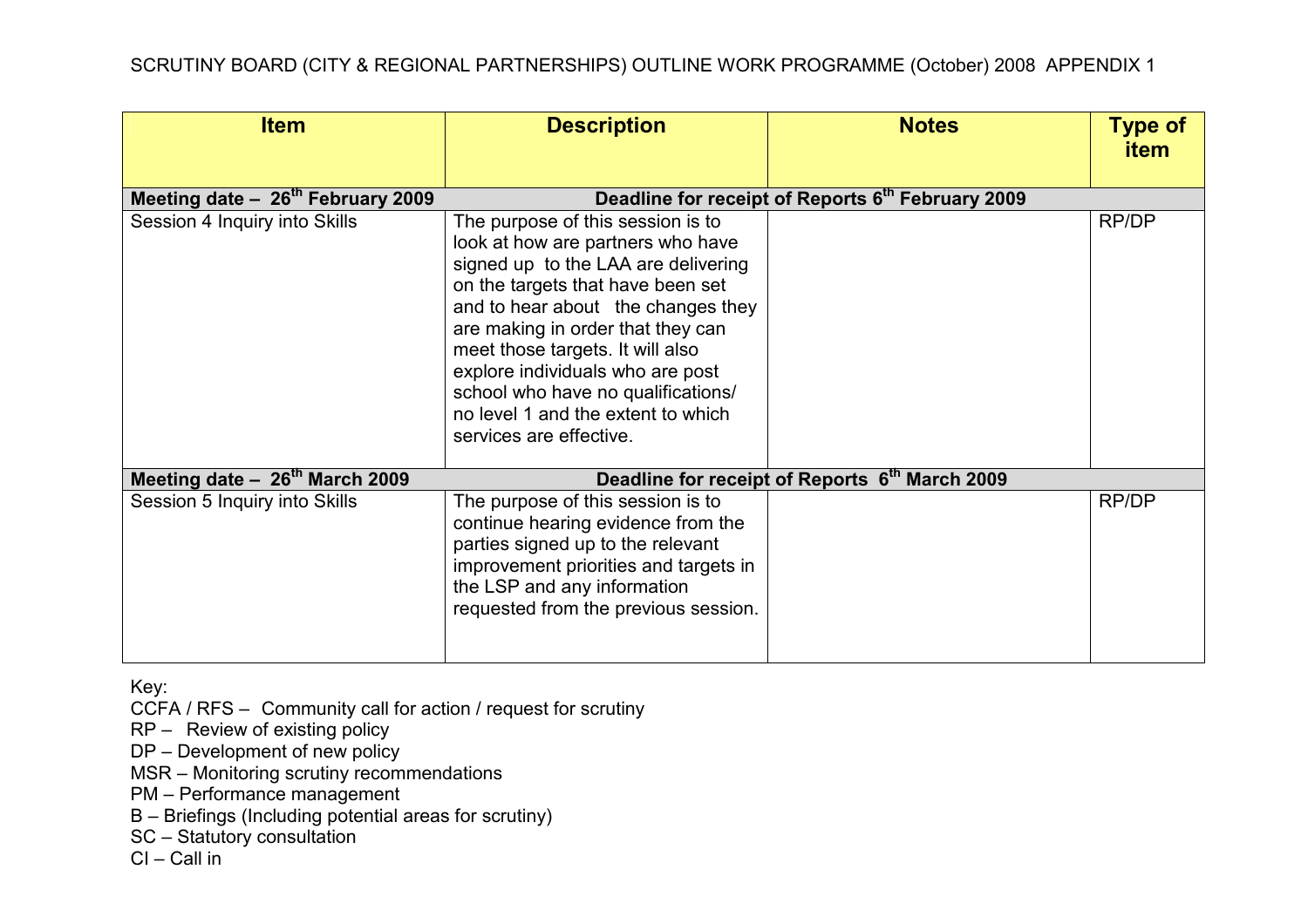SCRUTINY BOARD (CITY & REGIONAL PARTNERSHIPS) OUTLINE WORK PROGRAMME (October) 2008 APPENDIX 1

| Item | Description | Notes | Type of item |
|---|---|---|---|
| **Meeting date – 26th February 2009** | **Deadline for receipt of Reports 6th February 2009** | | |
| Session 4 Inquiry into Skills | The purpose of this session is to look at how are partners who have signed up to the LAA are delivering on the targets that have been set and to hear about the changes they are making in order that they can meet those targets. It will also explore individuals who are post school who have no qualifications/ no level 1 and the extent to which services are effective. | | RP/DP |
| **Meeting date – 26th March 2009** | **Deadline for receipt of Reports 6th March 2009** | | |
| Session 5 Inquiry into Skills | The purpose of this session is to continue hearing evidence from the parties signed up to the relevant improvement priorities and targets in the LSP and any information requested from the previous session. | | RP/DP |

Key:
CCFA / RFS – Community call for action / request for scrutiny
RP – Review of existing policy
DP – Development of new policy
MSR – Monitoring scrutiny recommendations
PM – Performance management
B – Briefings (Including potential areas for scrutiny)
SC – Statutory consultation
CI – Call in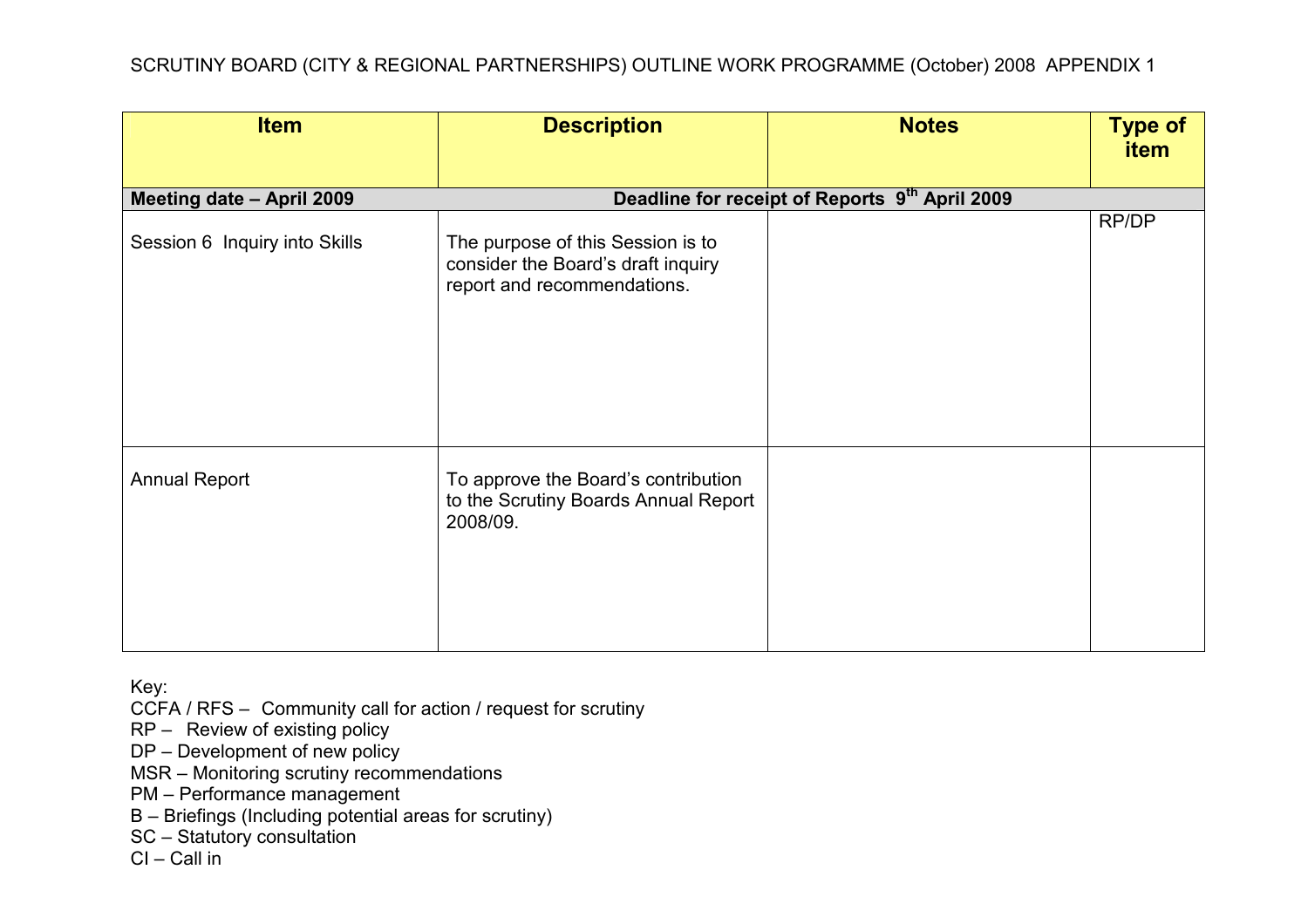SCRUTINY BOARD (CITY & REGIONAL PARTNERSHIPS) OUTLINE WORK PROGRAMME (October) 2008 APPENDIX 1

| Item | Description | Notes | Type of item |
|---|---|---|---|
| **Meeting date – April 2009** | **Deadline for receipt of Reports 9th April 2009** | | |
| Session 6 Inquiry into Skills | The purpose of this Session is to consider the Board's draft inquiry report and recommendations. | | RP/DP |
| Annual Report | To approve the Board's contribution to the Scrutiny Boards Annual Report 2008/09. | | |

Key:
CCFA / RFS – Community call for action / request for scrutiny
RP – Review of existing policy
DP – Development of new policy
MSR – Monitoring scrutiny recommendations
PM – Performance management
B – Briefings (Including potential areas for scrutiny)
SC – Statutory consultation
CI – Call in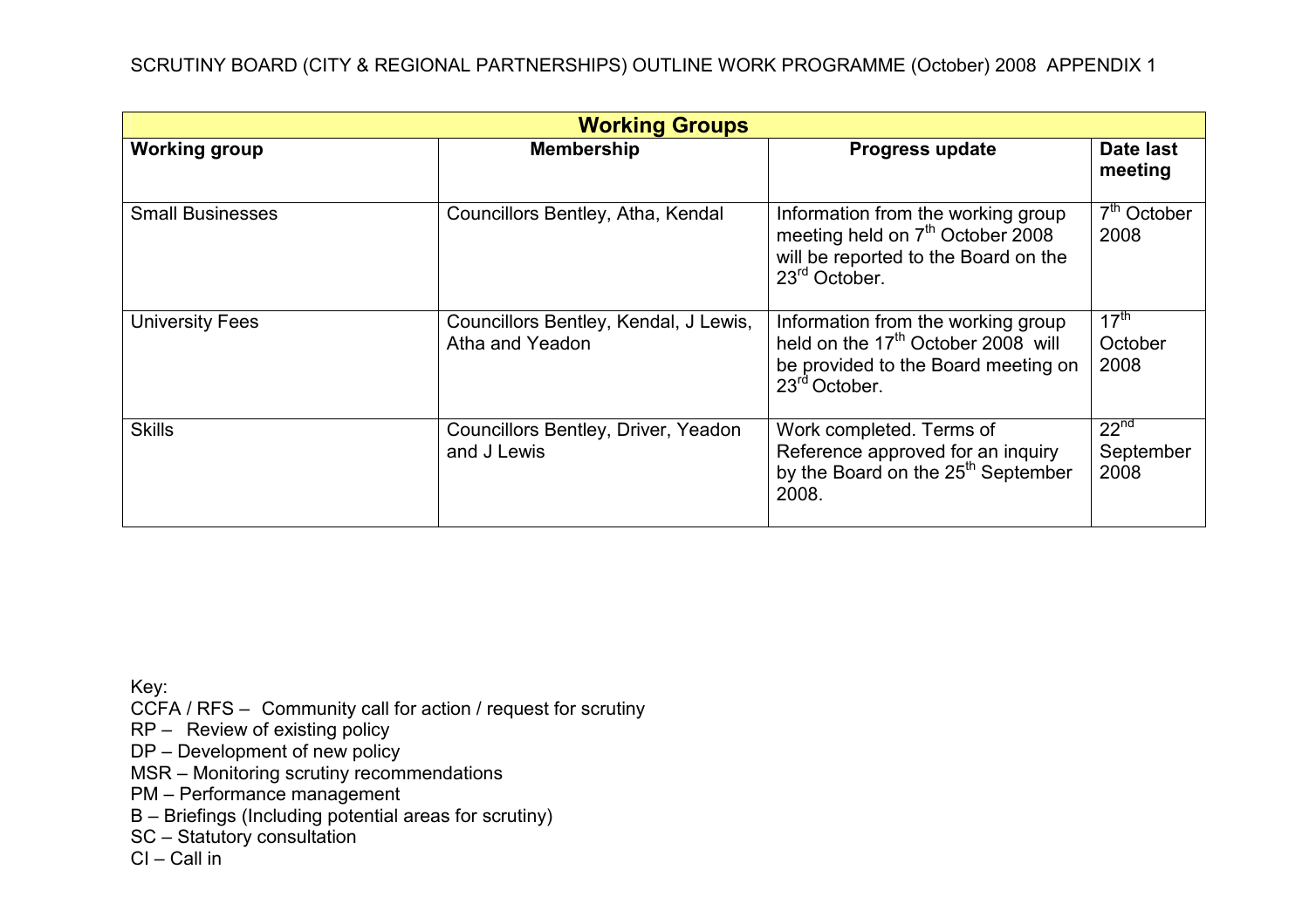SCRUTINY BOARD (CITY & REGIONAL PARTNERSHIPS) OUTLINE WORK PROGRAMME (October) 2008 APPENDIX 1

| **Working Groups** | | | |
|---|---|---|---|
| **Working group** | **Membership** | **Progress update** | **Date last meeting** |
| Small Businesses | Councillors Bentley, Atha, Kendal | Information from the working group meeting held on 7th October 2008 will be reported to the Board on the 23rd October. | 7th October 2008 |
| University Fees | Councillors Bentley, Kendal, J Lewis, Atha and Yeadon | Information from the working group held on the 17th October 2008 will be provided to the Board meeting on 23rd October. | 17th October 2008 |
| Skills | Councillors Bentley, Driver, Yeadon and J Lewis | Work completed. Terms of Reference approved for an inquiry by the Board on the 25th September 2008. | 22nd September 2008 |

Key:
CCFA / RFS – Community call for action / request for scrutiny
RP – Review of existing policy
DP – Development of new policy
MSR – Monitoring scrutiny recommendations
PM – Performance management
B – Briefings (Including potential areas for scrutiny)
SC – Statutory consultation
CI – Call in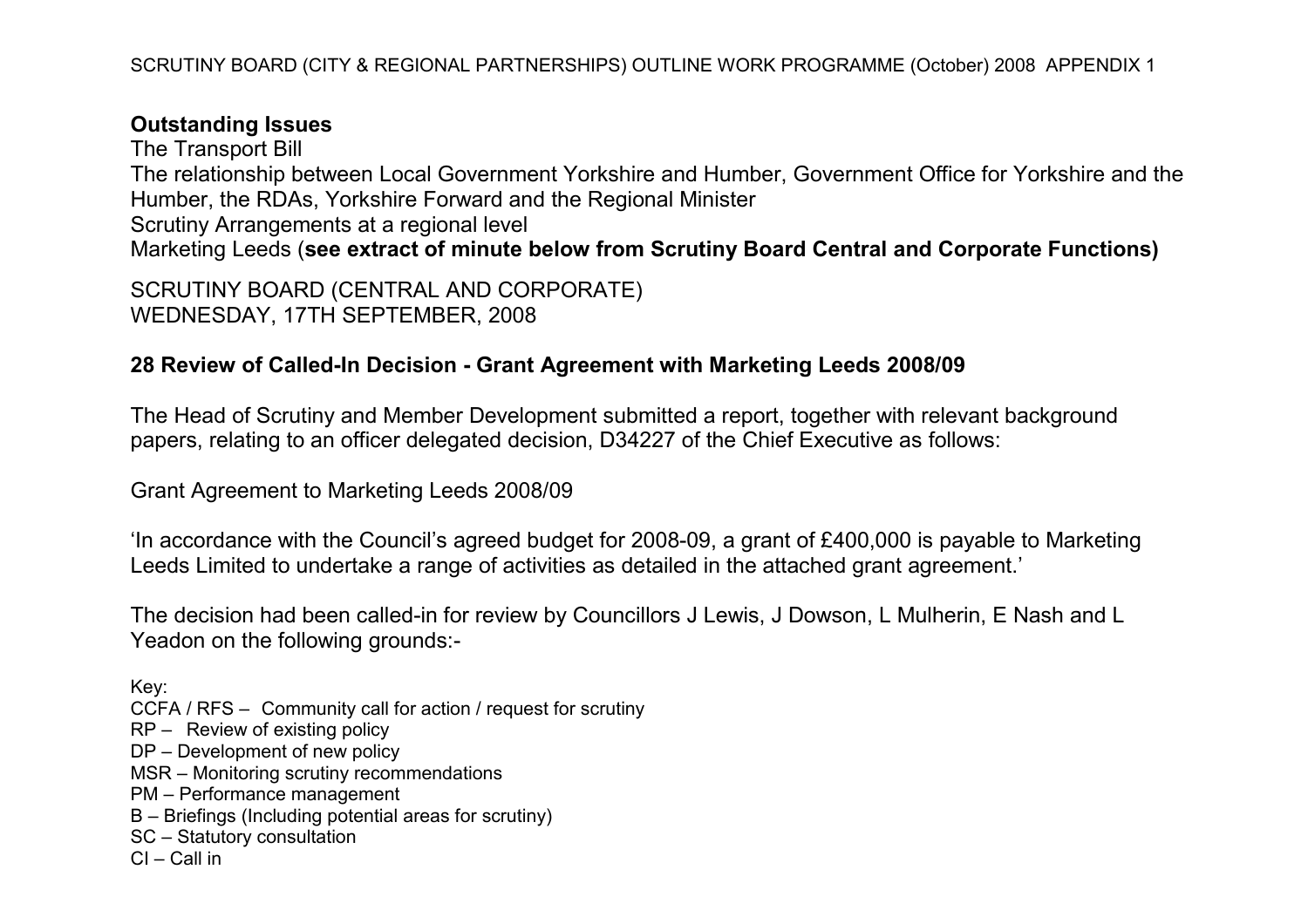**Outstanding Issues**

The Transport Bill

The relationship between Local Government Yorkshire and Humber, Government Office for Yorkshire and the Humber, the RDAs, Yorkshire Forward and the Regional Minister

Scrutiny Arrangements at a regional level

Marketing Leeds (**see extract of minute below from Scrutiny Board Central and Corporate Functions)**

SCRUTINY BOARD (CENTRAL AND CORPORATE)
WEDNESDAY, 17TH SEPTEMBER, 2008

**28 Review of Called-In Decision - Grant Agreement with Marketing Leeds 2008/09**

The Head of Scrutiny and Member Development submitted a report, together with relevant background papers, relating to an officer delegated decision, D34227 of the Chief Executive as follows:

Grant Agreement to Marketing Leeds 2008/09

'In accordance with the Council's agreed budget for 2008-09, a grant of £400,000 is payable to Marketing Leeds Limited to undertake a range of activities as detailed in the attached grant agreement.'

The decision had been called-in for review by Councillors J Lewis, J Dowson, L Mulherin, E Nash and L Yeadon on the following grounds:-

Key:
CCFA / RFS – Community call for action / request for scrutiny
RP – Review of existing policy
DP – Development of new policy
MSR – Monitoring scrutiny recommendations
PM – Performance management
B – Briefings (Including potential areas for scrutiny)
SC – Statutory consultation
CI – Call in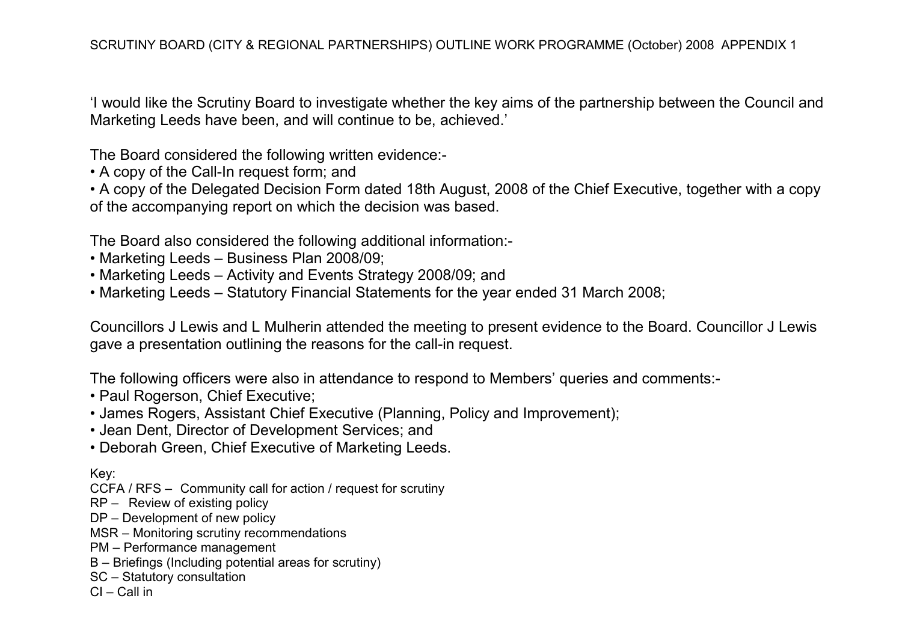'I would like the Scrutiny Board to investigate whether the key aims of the partnership between the Council and Marketing Leeds have been, and will continue to be, achieved.'

The Board considered the following written evidence:-

- A copy of the Call-In request form; and
- A copy of the Delegated Decision Form dated 18th August, 2008 of the Chief Executive, together with a copy of the accompanying report on which the decision was based.

The Board also considered the following additional information:-

- Marketing Leeds – Business Plan 2008/09;
- Marketing Leeds – Activity and Events Strategy 2008/09; and
- Marketing Leeds – Statutory Financial Statements for the year ended 31 March 2008;

Councillors J Lewis and L Mulherin attended the meeting to present evidence to the Board. Councillor J Lewis gave a presentation outlining the reasons for the call-in request.

The following officers were also in attendance to respond to Members' queries and comments:-

- Paul Rogerson, Chief Executive;
- James Rogers, Assistant Chief Executive (Planning, Policy and Improvement);
- Jean Dent, Director of Development Services; and
- Deborah Green, Chief Executive of Marketing Leeds.

Key:
CCFA / RFS – Community call for action / request for scrutiny
RP – Review of existing policy
DP – Development of new policy
MSR – Monitoring scrutiny recommendations
PM – Performance management
B – Briefings (Including potential areas for scrutiny)
SC – Statutory consultation
CI – Call in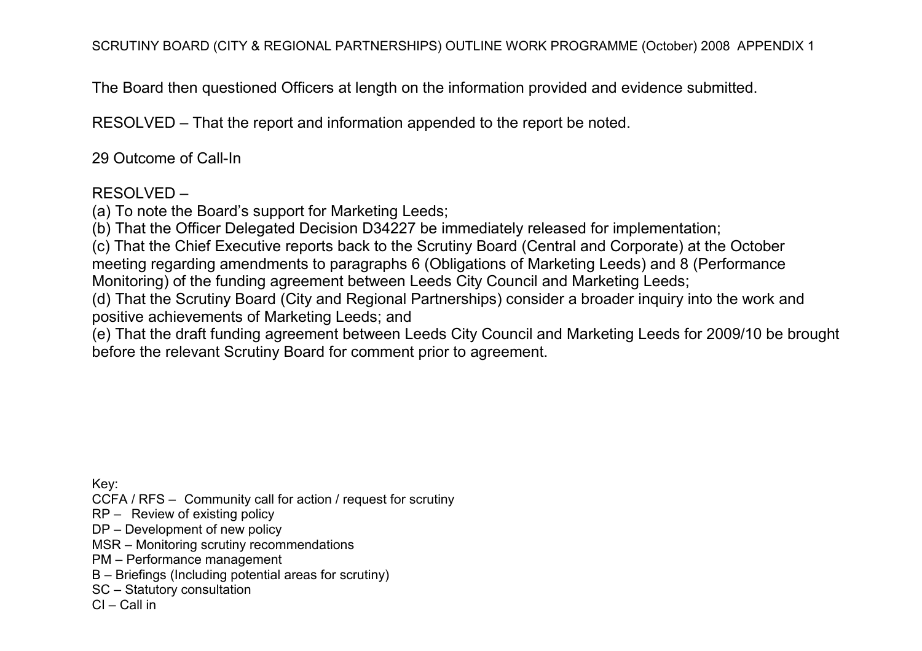The Board then questioned Officers at length on the information provided and evidence submitted.

RESOLVED – That the report and information appended to the report be noted.

29 Outcome of Call-In

RESOLVED –
(a) To note the Board's support for Marketing Leeds;
(b) That the Officer Delegated Decision D34227 be immediately released for implementation;
(c) That the Chief Executive reports back to the Scrutiny Board (Central and Corporate) at the October meeting regarding amendments to paragraphs 6 (Obligations of Marketing Leeds) and 8 (Performance Monitoring) of the funding agreement between Leeds City Council and Marketing Leeds;
(d) That the Scrutiny Board (City and Regional Partnerships) consider a broader inquiry into the work and positive achievements of Marketing Leeds; and
(e) That the draft funding agreement between Leeds City Council and Marketing Leeds for 2009/10 be brought before the relevant Scrutiny Board for comment prior to agreement.

Key:
CCFA / RFS – Community call for action / request for scrutiny
RP – Review of existing policy
DP – Development of new policy
MSR – Monitoring scrutiny recommendations
PM – Performance management
B – Briefings (Including potential areas for scrutiny)
SC – Statutory consultation
CI – Call in